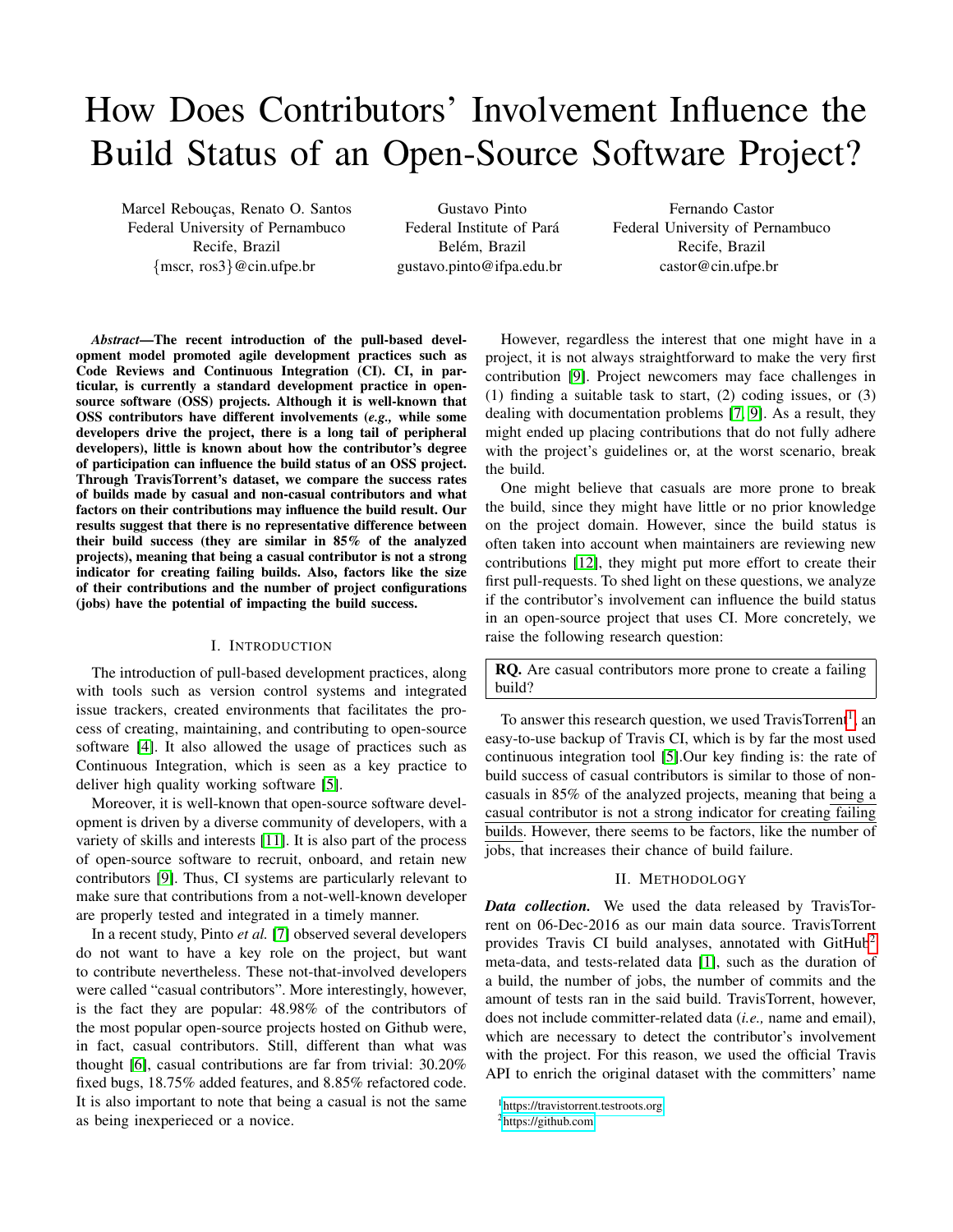# How Does Contributors' Involvement Influence the Build Status of an Open-Source Software Project?

Marcel Rebouças, Renato O. Santos
Federal University of Pernambuco
Recife, Brazil
{mscr, ros3}@cin.ufpe.br

Gustavo Pinto
Federal Institute of Pará
Belém, Brazil
gustavo.pinto@ifpa.edu.br

Fernando Castor
Federal University of Pernambuco
Recife, Brazil
castor@cin.ufpe.br

***Abstract*—The recent introduction of the pull-based development model promoted agile development practices such as Code Reviews and Continuous Integration (CI). CI, in particular, is currently a standard development practice in open-source software (OSS) projects. Although it is well-known that OSS contributors have different involvements (*e.g.,* while some developers drive the project, there is a long tail of peripheral developers), little is known about how the contributor's degree of participation can influence the build status of an OSS project. Through TravisTorrent's dataset, we compare the success rates of builds made by casual and non-casual contributors and what factors on their contributions may influence the build result. Our results suggest that there is no representative difference between their build success (they are similar in 85% of the analyzed projects), meaning that being a casual contributor is not a strong indicator for creating failing builds. Also, factors like the size of their contributions and the number of project configurations (jobs) have the potential of impacting the build success.**

## I. Introduction

The introduction of pull-based development practices, along with tools such as version control systems and integrated issue trackers, created environments that facilitates the process of creating, maintaining, and contributing to open-source software [4]. It also allowed the usage of practices such as Continuous Integration, which is seen as a key practice to deliver high quality working software [5].

Moreover, it is well-known that open-source software development is driven by a diverse community of developers, with a variety of skills and interests [11]. It is also part of the process of open-source software to recruit, onboard, and retain new contributors [9]. Thus, CI systems are particularly relevant to make sure that contributions from a not-well-known developer are properly tested and integrated in a timely manner.

In a recent study, Pinto *et al.* [7] observed several developers do not want to have a key role on the project, but want to contribute nevertheless. These not-that-involved developers were called "casual contributors". More interestingly, however, is the fact they are popular: 48.98% of the contributors of the most popular open-source projects hosted on Github were, in fact, casual contributors. Still, different than what was thought [6], casual contributions are far from trivial: 30.20% fixed bugs, 18.75% added features, and 8.85% refactored code. It is also important to note that being a casual is not the same as being inexperieced or a novice.

However, regardless the interest that one might have in a project, it is not always straightforward to make the very first contribution [9]. Project newcomers may face challenges in (1) finding a suitable task to start, (2) coding issues, or (3) dealing with documentation problems [7, 9]. As a result, they might ended up placing contributions that do not fully adhere with the project's guidelines or, at the worst scenario, break the build.

One might believe that casuals are more prone to break the build, since they might have little or no prior knowledge on the project domain. However, since the build status is often taken into account when maintainers are reviewing new contributions [12], they might put more effort to create their first pull-requests. To shed light on these questions, we analyze if the contributor's involvement can influence the build status in an open-source project that uses CI. More concretely, we raise the following research question:

> **RQ.** Are casual contributors more prone to create a failing build?

To answer this research question, we used TravisTorrent[1], an easy-to-use backup of Travis CI, which is by far the most used continuous integration tool [5].Our key finding is: the rate of build success of casual contributors is similar to those of non-casuals in 85% of the analyzed projects, meaning that being a casual contributor is not a strong indicator for creating failing builds. However, there seems to be factors, like the number of jobs, that increases their chance of build failure.

## II. Methodology

***Data collection.*** We used the data released by TravisTorrent on 06-Dec-2016 as our main data source. TravisTorrent provides Travis CI build analyses, annotated with GitHub[2] meta-data, and tests-related data [1], such as the duration of a build, the number of jobs, the number of commits and the amount of tests ran in the said build. TravisTorrent, however, does not include committer-related data (*i.e.,* name and email), which are necessary to detect the contributor's involvement with the project. For this reason, we used the official Travis API to enrich the original dataset with the committers' name

[1] https://travistorrent.testroots.org

[2] https://github.com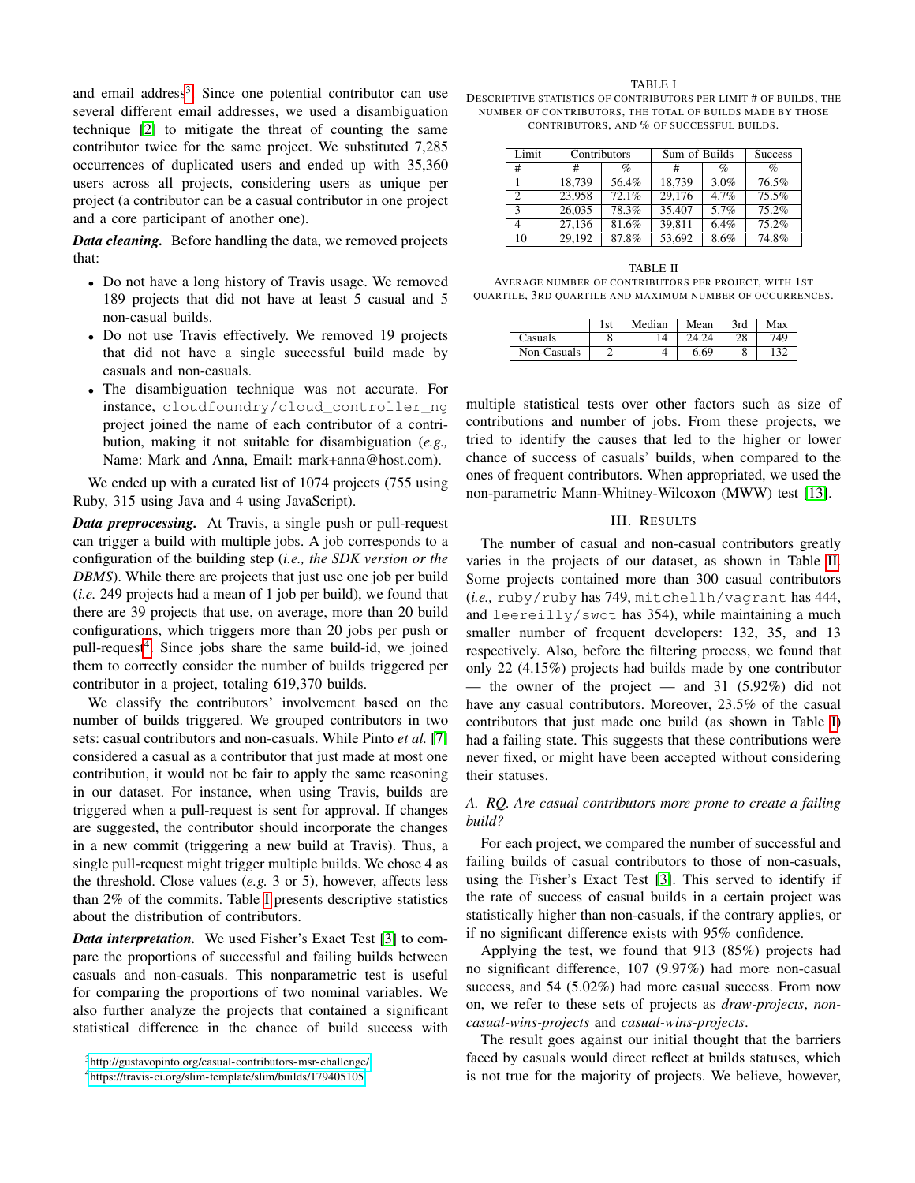and email address[3]. Since one potential contributor can use several different email addresses, we used a disambiguation technique [2] to mitigate the threat of counting the same contributor twice for the same project. We substituted 7,285 occurrences of duplicated users and ended up with 35,360 users across all projects, considering users as unique per project (a contributor can be a casual contributor in one project and a core participant of another one).

***Data cleaning.*** Before handling the data, we removed projects that:

- Do not have a long history of Travis usage. We removed 189 projects that did not have at least 5 casual and 5 non-casual builds.
- Do not use Travis effectively. We removed 19 projects that did not have a single successful build made by casuals and non-casuals.
- The disambiguation technique was not accurate. For instance, `cloudfoundry/cloud_controller_ng` project joined the name of each contributor of a contribution, making it not suitable for disambiguation (*e.g.,* Name: Mark and Anna, Email: mark+anna@host.com).

We ended up with a curated list of 1074 projects (755 using Ruby, 315 using Java and 4 using JavaScript).

***Data preprocessing.*** At Travis, a single push or pull-request can trigger a build with multiple jobs. A job corresponds to a configuration of the building step (*i.e., the SDK version or the DBMS*). While there are projects that just use one job per build (*i.e.* 249 projects had a mean of 1 job per build), we found that there are 39 projects that use, on average, more than 20 build configurations, which triggers more than 20 jobs per push or pull-request[4]. Since jobs share the same build-id, we joined them to correctly consider the number of builds triggered per contributor in a project, totaling 619,370 builds.

We classify the contributors' involvement based on the number of builds triggered. We grouped contributors in two sets: casual contributors and non-casuals. While Pinto *et al.* [7] considered a casual as a contributor that just made at most one contribution, it would not be fair to apply the same reasoning in our dataset. For instance, when using Travis, builds are triggered when a pull-request is sent for approval. If changes are suggested, the contributor should incorporate the changes in a new commit (triggering a new build at Travis). Thus, a single pull-request might trigger multiple builds. We chose 4 as the threshold. Close values (*e.g.* 3 or 5), however, affects less than 2% of the commits. Table I presents descriptive statistics about the distribution of contributors.

***Data interpretation.*** We used Fisher's Exact Test [3] to compare the proportions of successful and failing builds between casuals and non-casuals. This nonparametric test is useful for comparing the proportions of two nominal variables. We also further analyze the projects that contained a significant statistical difference in the chance of build success with multiple statistical tests over other factors such as size of contributions and number of jobs. From these projects, we tried to identify the causes that led to the higher or lower chance of success of casuals' builds, when compared to the ones of frequent contributors. When appropriated, we used the non-parametric Mann-Whitney-Wilcoxon (MWW) test [13].

[3] http://gustavopinto.org/casual-contributors-msr-challenge/

[4] https://travis-ci.org/slim-template/slim/builds/179405105

TABLE I
DESCRIPTIVE STATISTICS OF CONTRIBUTORS PER LIMIT # OF BUILDS, THE NUMBER OF CONTRIBUTORS, THE TOTAL OF BUILDS MADE BY THOSE CONTRIBUTORS, AND % OF SUCCESSFUL BUILDS.

| Limit | Contributors | | Sum of Builds | | Success |
|---|---|---|---|---|---|
| # | # | % | # | % | % |
| 1 | 18,739 | 56.4% | 18,739 | 3.0% | 76.5% |
| 2 | 23,958 | 72.1% | 29,176 | 4.7% | 75.5% |
| 3 | 26,035 | 78.3% | 35,407 | 5.7% | 75.2% |
| 4 | 27,136 | 81.6% | 39,811 | 6.4% | 75.2% |
| 10 | 29,192 | 87.8% | 53,692 | 8.6% | 74.8% |

TABLE II
AVERAGE NUMBER OF CONTRIBUTORS PER PROJECT, WITH 1ST QUARTILE, 3RD QUARTILE AND MAXIMUM NUMBER OF OCCURRENCES.

| | 1st | Median | Mean | 3rd | Max |
|---|---|---|---|---|---|
| Casuals | 8 | 14 | 24.24 | 28 | 749 |
| Non-Casuals | 2 | 4 | 6.69 | 8 | 132 |

## III. Results

The number of casual and non-casual contributors greatly varies in the projects of our dataset, as shown in Table II. Some projects contained more than 300 casual contributors (*i.e.,* `ruby/ruby` has 749, `mitchellh/vagrant` has 444, and `leereilly/swot` has 354), while maintaining a much smaller number of frequent developers: 132, 35, and 13 respectively. Also, before the filtering process, we found that only 22 (4.15%) projects had builds made by one contributor — the owner of the project — and 31 (5.92%) did not have any casual contributors. Moreover, 23.5% of the casual contributors that just made one build (as shown in Table I) had a failing state. This suggests that these contributions were never fixed, or might have been accepted without considering their statuses.

### *A. RQ. Are casual contributors more prone to create a failing build?*

For each project, we compared the number of successful and failing builds of casual contributors to those of non-casuals, using the Fisher's Exact Test [3]. This served to identify if the rate of success of casual builds in a certain project was statistically higher than non-casuals, if the contrary applies, or if no significant difference exists with 95% confidence.

Applying the test, we found that 913 (85%) projects had no significant difference, 107 (9.97%) had more non-casual success, and 54 (5.02%) had more casual success. From now on, we refer to these sets of projects as *draw-projects*, *non-casual-wins-projects* and *casual-wins-projects*.

The result goes against our initial thought that the barriers faced by casuals would direct reflect at builds statuses, which is not true for the majority of projects. We believe, however,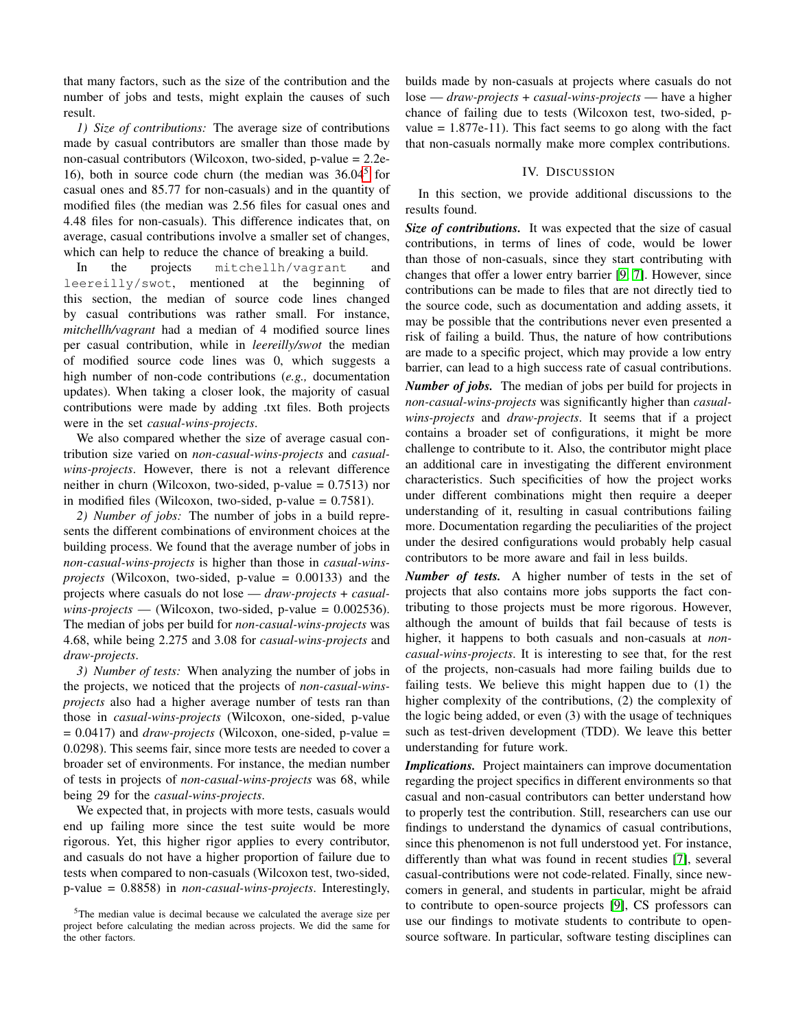that many factors, such as the size of the contribution and the number of jobs and tests, might explain the causes of such result.

*1) Size of contributions:* The average size of contributions made by casual contributors are smaller than those made by non-casual contributors (Wilcoxon, two-sided, p-value = 2.2e-16), both in source code churn (the median was 36.04[5] for casual ones and 85.77 for non-casuals) and in the quantity of modified files (the median was 2.56 files for casual ones and 4.48 files for non-casuals). This difference indicates that, on average, casual contributions involve a smaller set of changes, which can help to reduce the chance of breaking a build.

In the projects `mitchellh/vagrant` and `leereilly/swot`, mentioned at the beginning of this section, the median of source code lines changed by casual contributions was rather small. For instance, *mitchellh/vagrant* had a median of 4 modified source lines per casual contribution, while in *leereilly/swot* the median of modified source code lines was 0, which suggests a high number of non-code contributions (*e.g.,* documentation updates). When taking a closer look, the majority of casual contributions were made by adding .txt files. Both projects were in the set *casual-wins-projects*.

We also compared whether the size of average casual contribution size varied on *non-casual-wins-projects* and *casual-wins-projects*. However, there is not a relevant difference neither in churn (Wilcoxon, two-sided, p-value = 0.7513) nor in modified files (Wilcoxon, two-sided, p-value = 0.7581).

*2) Number of jobs:* The number of jobs in a build represents the different combinations of environment choices at the building process. We found that the average number of jobs in *non-casual-wins-projects* is higher than those in *casual-wins-projects* (Wilcoxon, one-sided, p-value = 0.00133) and the projects where casuals do not lose — *draw-projects* + *casual-wins-projects* — (Wilcoxon, two-sided, p-value = 0.002536). The median of jobs per build for *non-casual-wins-projects* was 4.68, while being 2.275 and 3.08 for *casual-wins-projects* and *draw-projects*.

*3) Number of tests:* When analyzing the number of jobs in the projects, we noticed that the projects of *non-casual-wins-projects* also had a higher average number of tests ran than those in *casual-wins-projects* (Wilcoxon, one-sided, p-value = 0.0417) and *draw-projects* (Wilcoxon, one-sided, p-value = 0.0298). This seems fair, since more tests are needed to cover a broader set of environments. For instance, the median number of tests in projects of *non-casual-wins-projects* was 68, while being 29 for the *casual-wins-projects*.

We expected that, in projects with more tests, casuals would end up failing more since the test suite would be more rigorous. Yet, this higher rigor applies to every contributor, and casuals do not have a higher proportion of failure due to tests when compared to non-casuals (Wilcoxon test, two-sided, p-value = 0.8858) in *non-casual-wins-projects*. Interestingly, builds made by non-casuals at projects where casuals do not lose — *draw-projects* + *casual-wins-projects* — have a higher chance of failing due to tests (Wilcoxon test, two-sided, p-value = 1.877e-11). This fact seems to go along with the fact that non-casuals normally make more complex contributions.

[5]The median value is decimal because we calculated the average size per project before calculating the median across projects. We did the same for the other factors.

## IV. Discussion

In this section, we provide additional discussions to the results found.

***Size of contributions.*** It was expected that the size of casual contributions, in terms of lines of code, would be lower than those of non-casuals, since they start contributing with changes that offer a lower entry barrier [9, 7]. However, since contributions can be made to files that are not directly tied to the source code, such as documentation and adding assets, it may be possible that the contributions never even presented a risk of failing a build. Thus, the nature of how contributions are made to a specific project, which may provide a low entry barrier, can lead to a high success rate of casual contributions.

***Number of jobs.*** The median of jobs per build for projects in *non-casual-wins-projects* was significantly higher than *casual-wins-projects* and *draw-projects*. It seems that if a project contains a broader set of configurations, it might be more challenge to contribute to it. Also, the contributor might place an additional care in investigating the different environment characteristics. Such specificities of how the project works under different combinations might then require a deeper understanding of it, resulting in casual contributions failing more. Documentation regarding the peculiarities of the project under the desired configurations would probably help casual contributors to be more aware and fail in less builds.

***Number of tests.*** A higher number of tests in the set of projects that also contains more jobs supports the fact contributing to those projects must be more rigorous. However, although the amount of builds that fail because of tests is higher, it happens to both casuals and non-casuals at *non-casual-wins-projects*. It is interesting to see that, for the rest of the projects, non-casuals had more failing builds due to failing tests. We believe this might happen due to (1) the higher complexity of the contributions, (2) the complexity of the logic being added, or even (3) with the usage of techniques such as test-driven development (TDD). We leave this better understanding for future work.

***Implications.*** Project maintainers can improve documentation regarding the project specifics in different environments so that casual and non-casual contributors can better understand how to properly test the contribution. Still, researchers can use our findings to understand the dynamics of casual contributions, since this phenomenon is not full understood yet. For instance, differently than what was found in recent studies [7], several casual-contributions were not code-related. Finally, since newcomers in general, and students in particular, might be afraid to contribute to open-source projects [9], CS professors can use our findings to motivate students to contribute to open-source software. In particular, software testing disciplines can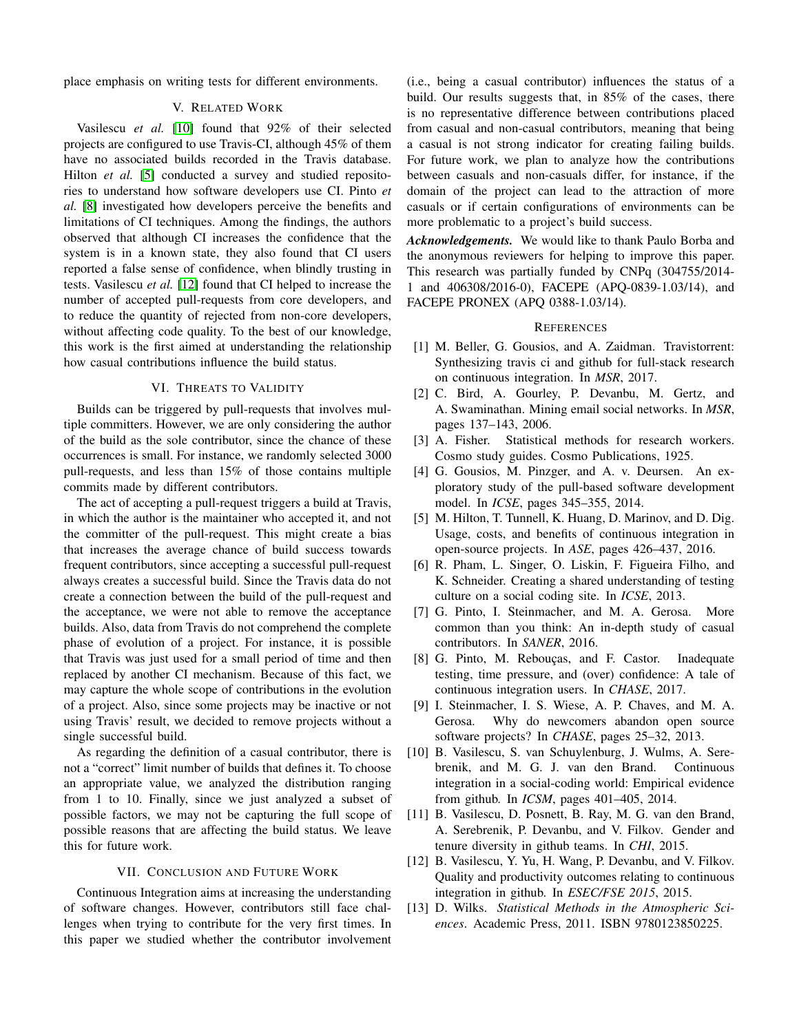place emphasis on writing tests for different environments.

## V. Related Work

Vasilescu *et al.* [10] found that 92% of their selected projects are configured to use Travis-CI, although 45% of them have no associated builds recorded in the Travis database. Hilton *et al.* [5] conducted a survey and studied repositories to understand how software developers use CI. Pinto *et al.* [8] investigated how developers perceive the benefits and limitations of CI techniques. Among the findings, the authors observed that although CI increases the confidence that the system is in a known state, they also found that CI users reported a false sense of confidence, when blindly trusting in tests. Vasilescu *et al.* [12] found that CI helped to increase the number of accepted pull-requests from core developers, and to reduce the quantity of rejected from non-core developers, without affecting code quality. To the best of our knowledge, this work is the first aimed at understanding the relationship how casual contributions influence the build status.

## VI. Threats to Validity

Builds can be triggered by pull-requests that involves multiple committers. However, we are only considering the author of the build as the sole contributor, since the chance of these occurrences is small. For instance, we randomly selected 3000 pull-requests, and less than 15% of those contains multiple commits made by different contributors.

The act of accepting a pull-request triggers a build at Travis, in which the author is the maintainer who accepted it, and not the committer of the pull-request. This might create a bias that increases the average chance of build success towards frequent contributors, since accepting a successful pull-request always creates a successful build. Since the Travis data do not create a connection between the build of the pull-request and the acceptance, we were not able to remove the acceptance builds. Also, data from Travis do not comprehend the complete phase of evolution of a project. For instance, it is possible that Travis was just used for a small period of time and then replaced by another CI mechanism. Because of this fact, we may capture the whole scope of contributions in the evolution of a project. Also, since some projects may be inactive or not using Travis' result, we decided to remove projects without a single successful build.

As regarding the definition of a casual contributor, there is not a "correct" limit number of builds that defines it. To choose an appropriate value, we analyzed the distribution ranging from 1 to 10. Finally, since we just analyzed a subset of possible factors, we may not be capturing the full scope of possible reasons that are affecting the build status. We leave this for future work.

## VII. Conclusion and Future Work

Continuous Integration aims at increasing the understanding of software changes. However, contributors still face challenges when trying to contribute for the very first times. In this paper we studied whether the contributor involvement (i.e., being a casual contributor) influences the status of a build. Our results suggests that, in 85% of the cases, there is no representative difference between contributions placed from casual and non-casual contributors, meaning that being a casual is not strong indicator for creating failing builds. For future work, we plan to analyze how the contributions between casuals and non-casuals differ, for instance, if the domain of the project can lead to the attraction of more casuals or if certain configurations of environments can be more problematic to a project's build success.

***Acknowledgements.*** We would like to thank Paulo Borba and the anonymous reviewers for helping to improve this paper. This research was partially funded by CNPq (304755/2014-1 and 406308/2016-0), FACEPE (APQ-0839-1.03/14), and FACEPE PRONEX (APQ 0388-1.03/14).

## References

[1] M. Beller, G. Gousios, and A. Zaidman. Travistorrent: Synthesizing travis ci and github for full-stack research on continuous integration. In *MSR*, 2017.

[2] C. Bird, A. Gourley, P. Devanbu, M. Gertz, and A. Swaminathan. Mining email social networks. In *MSR*, pages 137–143, 2006.

[3] A. Fisher. Statistical methods for research workers. Cosmo study guides. Cosmo Publications, 1925.

[4] G. Gousios, M. Pinzger, and A. v. Deursen. An exploratory study of the pull-based software development model. In *ICSE*, pages 345–355, 2014.

[5] M. Hilton, T. Tunnell, K. Huang, D. Marinov, and D. Dig. Usage, costs, and benefits of continuous integration in open-source projects. In *ASE*, pages 426–437, 2016.

[6] R. Pham, L. Singer, O. Liskin, F. Figueira Filho, and K. Schneider. Creating a shared understanding of testing culture on a social coding site. In *ICSE*, 2013.

[7] G. Pinto, I. Steinmacher, and M. A. Gerosa. More common than you think: An in-depth study of casual contributors. In *SANER*, 2016.

[8] G. Pinto, M. Rebouças, and F. Castor. Inadequate testing, time pressure, and (over) confidence: A tale of continuous integration users. In *CHASE*, 2017.

[9] I. Steinmacher, I. S. Wiese, A. P. Chaves, and M. A. Gerosa. Why do newcomers abandon open source software projects? In *CHASE*, pages 25–32, 2013.

[10] B. Vasilescu, S. van Schuylenburg, J. Wulms, A. Serebrenik, and M. G. J. van den Brand. Continuous integration in a social-coding world: Empirical evidence from github. In *ICSM*, pages 401–405, 2014.

[11] B. Vasilescu, D. Posnett, B. Ray, M. G. van den Brand, A. Serebrenik, P. Devanbu, and V. Filkov. Gender and tenure diversity in github teams. In *CHI*, 2015.

[12] B. Vasilescu, Y. Yu, H. Wang, P. Devanbu, and V. Filkov. Quality and productivity outcomes relating to continuous integration in github. In *ESEC/FSE 2015*, 2015.

[13] D. Wilks. *Statistical Methods in the Atmospheric Sciences*. Academic Press, 2011. ISBN 9780123850225.